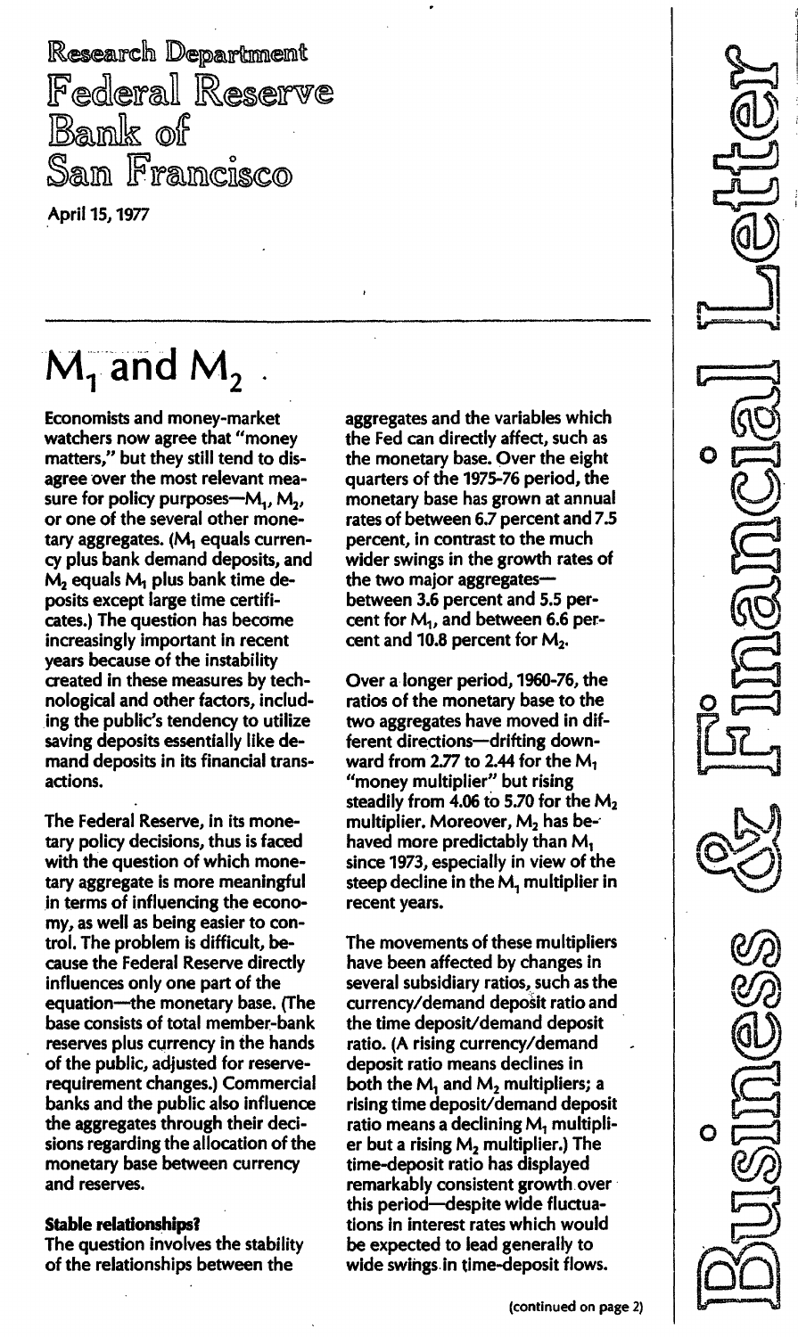Research Department

Federal Reserve Bank of San Francisco

April 15, 1977

Business & Financial Letter

# $M_1$ and $M_2$

Economists and money-market watchers now agree that "money matters," but they still tend to disagree over the most relevant measure for policy purposes—$M_1$, $M_2$, or one of the several other monetary aggregates. ($M_1$ equals currency plus bank demand deposits, and $M_2$ equals $M_1$ plus bank time deposits except large time certificates.) The question has become increasingly important in recent years because of the instability created in these measures by technological and other factors, including the public's tendency to utilize saving deposits essentially like demand deposits in its financial transactions.

The Federal Reserve, in its monetary policy decisions, thus is faced with the question of which monetary aggregate is more meaningful in terms of influencing the economy, as well as being easier to control. The problem is difficult, because the Federal Reserve directly influences only one part of the equation—the monetary base. (The base consists of total member-bank reserves plus currency in the hands of the public, adjusted for reserve-requirement changes.) Commercial banks and the public also influence the aggregates through their decisions regarding the allocation of the monetary base between currency and reserves.

**Stable relationships?**

The question involves the stability of the relationships between the aggregates and the variables which the Fed can directly affect, such as the monetary base. Over the eight quarters of the 1975-76 period, the monetary base has grown at annual rates of between 6.7 percent and 7.5 percent, in contrast to the much wider swings in the growth rates of the two major aggregates—between 3.6 percent and 5.5 percent for $M_1$, and between 6.6 percent and 10.8 percent for $M_2$.

Over a longer period, 1960-76, the ratios of the monetary base to the two aggregates have moved in different directions—drifting downward from 2.77 to 2.44 for the $M_1$ "money multiplier" but rising steadily from 4.06 to 5.70 for the $M_2$ multiplier. Moreover, $M_2$ has behaved more predictably than $M_1$ since 1973, especially in view of the steep decline in the $M_1$ multiplier in recent years.

The movements of these multipliers have been affected by changes in several subsidiary ratios, such as the currency/demand deposit ratio and the time deposit/demand deposit ratio. (A rising currency/demand deposit ratio means declines in both the $M_1$ and $M_2$ multipliers; a rising time deposit/demand deposit ratio means a declining $M_1$ multiplier but a rising $M_2$ multiplier.) The time-deposit ratio has displayed remarkably consistent growth over this period—despite wide fluctuations in interest rates which would be expected to lead generally to wide swings in time-deposit flows.

(continued on page 2)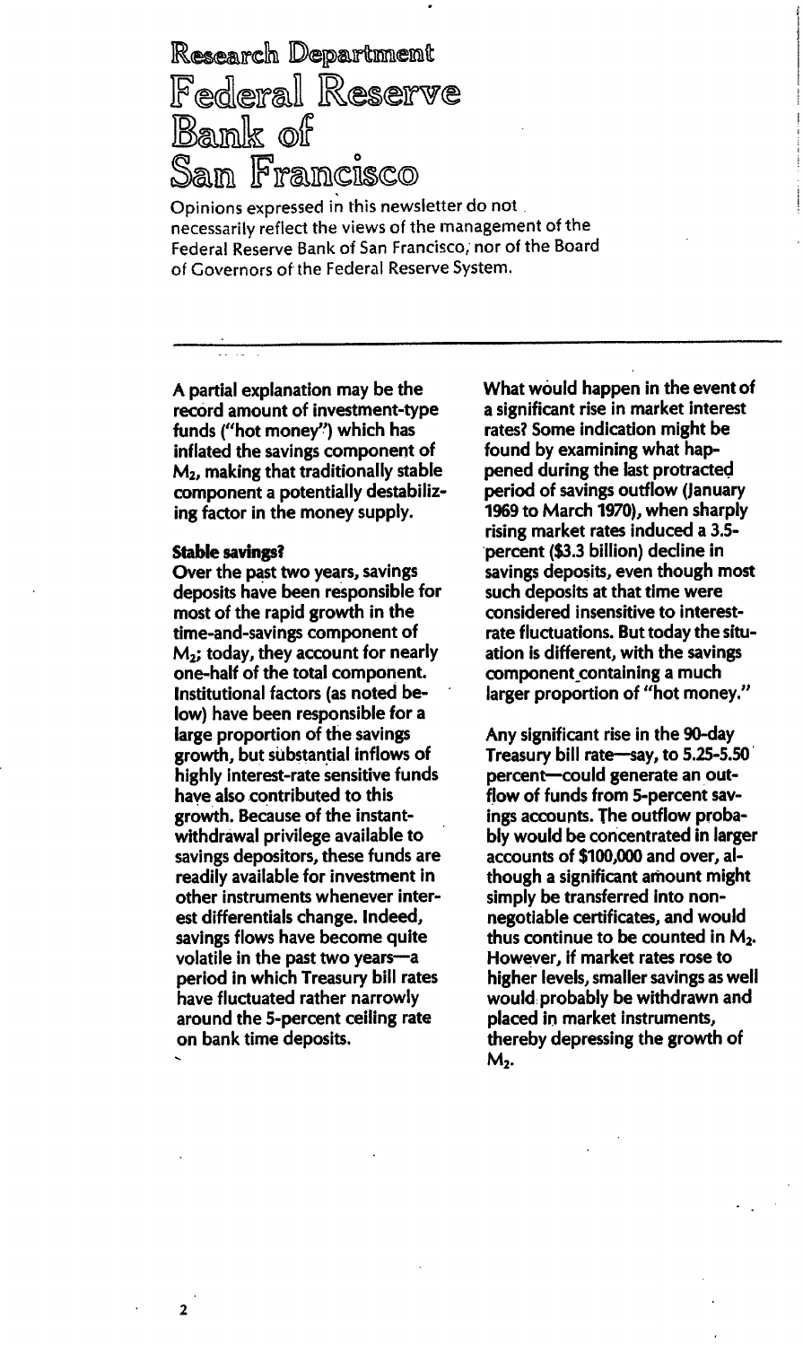Research Department
Federal Reserve
Bank of
San Francisco

Opinions expressed in this newsletter do not necessarily reflect the views of the management of the Federal Reserve Bank of San Francisco, nor of the Board of Governors of the Federal Reserve System.

---

A partial explanation may be the record amount of investment-type funds ("hot money") which has inflated the savings component of $M_2$, making that traditionally stable component a potentially destabilizing factor in the money supply.

**Stable savings?**

Over the past two years, savings deposits have been responsible for most of the rapid growth in the time-and-savings component of $M_2$; today, they account for nearly one-half of the total component. Institutional factors (as noted below) have been responsible for a large proportion of the savings growth, but substantial inflows of highly interest-rate sensitive funds have also contributed to this growth. Because of the instant-withdrawal privilege available to savings depositors, these funds are readily available for investment in other instruments whenever interest differentials change. Indeed, savings flows have become quite volatile in the past two years—a period in which Treasury bill rates have fluctuated rather narrowly around the 5-percent ceiling rate on bank time deposits.

What would happen in the event of a significant rise in market interest rates? Some indication might be found by examining what happened during the last protracted period of savings outflow (January 1969 to March 1970), when sharply rising market rates induced a 3.5-percent ($3.3 billion) decline in savings deposits, even though most such deposits at that time were considered insensitive to interest-rate fluctuations. But today the situation is different, with the savings component containing a much larger proportion of "hot money."

Any significant rise in the 90-day Treasury bill rate—say, to 5.25-5.50 percent—could generate an outflow of funds from 5-percent savings accounts. The outflow probably would be concentrated in larger accounts of $100,000 and over, although a significant amount might simply be transferred into non-negotiable certificates, and would thus continue to be counted in $M_2$. However, if market rates rose to higher levels, smaller savings as well would probably be withdrawn and placed in market instruments, thereby depressing the growth of $M_2$.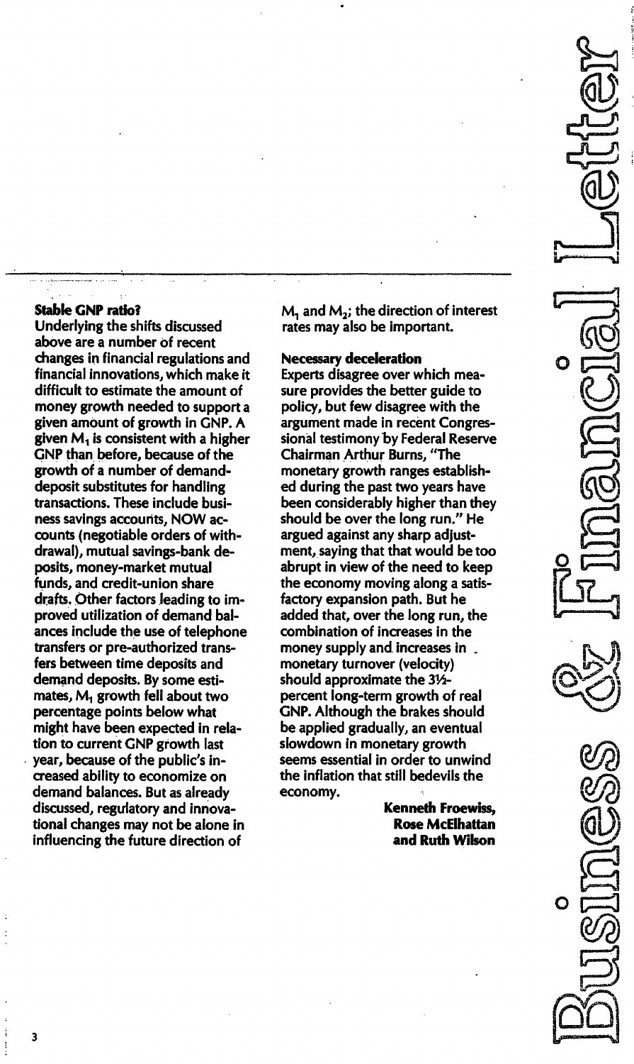### Stable GNP ratio?

Underlying the shifts discussed above are a number of recent changes in financial regulations and financial innovations, which make it difficult to estimate the amount of money growth needed to support a given amount of growth in GNP. A given $M_1$ is consistent with a higher GNP than before, because of the growth of a number of demand-deposit substitutes for handling transactions. These include business savings accounts, NOW accounts (negotiable orders of withdrawal), mutual savings-bank deposits, money-market mutual funds, and credit-union share drafts. Other factors leading to improved utilization of demand balances include the use of telephone transfers or pre-authorized transfers between time deposits and demand deposits. By some estimates, $M_1$ growth fell about two percentage points below what might have been expected in relation to current GNP growth last year, because of the public's increased ability to economize on demand balances. But as already discussed, regulatory and innovational changes may not be alone in influencing the future direction of $M_1$ and $M_2$; the direction of interest rates may also be important.

### Necessary deceleration

Experts disagree over which measure provides the better guide to policy, but few disagree with the argument made in recent Congressional testimony by Federal Reserve Chairman Arthur Burns, "The monetary growth ranges established during the past two years have been considerably higher than they should be over the long run." He argued against any sharp adjustment, saying that that would be too abrupt in view of the need to keep the economy moving along a satisfactory expansion path. But he added that, over the long run, the combination of increases in the money supply and increases in monetary turnover (velocity) should approximate the 3½-percent long-term growth of real GNP. Although the brakes should be applied gradually, an eventual slowdown in monetary growth seems essential in order to unwind the inflation that still bedevils the economy.

**Kenneth Froewiss, Rose McElhattan and Ruth Wilson**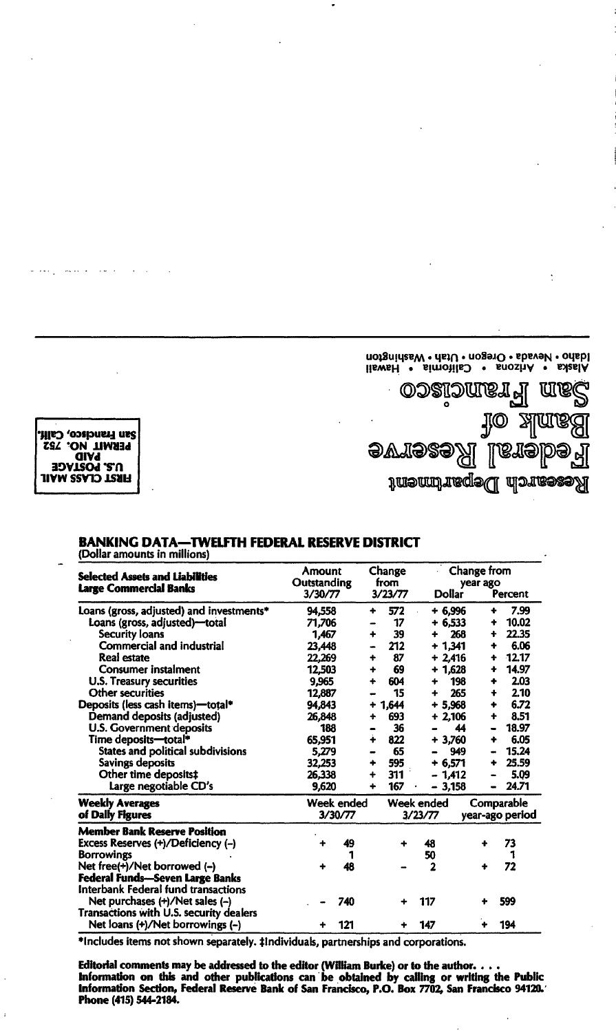Research Department

Federal Reserve Bank of San Francisco

Alaska • Arizona • California • Hawaii
Idaho • Nevada • Oregon • Utah • Washington

FIRST CLASS MAIL
U.S. POSTAGE
PAID
PERMIT NO. 752
San Francisco, Calif.

## BANKING DATA—TWELFTH FEDERAL RESERVE DISTRICT

(Dollar amounts in millions)

| Selected Assets and Liabilities<br>Large Commercial Banks | Amount Outstanding 3/30/77 | Change from 3/23/77 | Change from year ago Dollar | Percent |
|---|---|---|---|---|
| Loans (gross, adjusted) and investments* | 94,558 | + 572 | + 6,996 | + 7.99 |
| Loans (gross, adjusted)—total | 71,706 | - 17 | + 6,533 | + 10.02 |
| Security loans | 1,467 | + 39 | + 268 | + 22.35 |
| Commercial and industrial | 23,448 | - 212 | + 1,341 | + 6.06 |
| Real estate | 22,269 | + 87 | + 2,416 | + 12.17 |
| Consumer instalment | 12,503 | + 69 | + 1,628 | + 14.97 |
| U.S. Treasury securities | 9,965 | + 604 | + 198 | + 2.03 |
| Other securities | 12,887 | - 15 | + 265 | + 2.10 |
| Deposits (less cash items)—total* | 94,843 | + 1,644 | + 5,968 | + 6.72 |
| Demand deposits (adjusted) | 26,848 | + 693 | + 2,106 | + 8.51 |
| U.S. Government deposits | 188 | - 36 | - 44 | - 18.97 |
| Time deposits—total* | 65,951 | + 822 | + 3,760 | + 6.05 |
| States and political subdivisions | 5,279 | - 65 | - 949 | - 15.24 |
| Savings deposits | 32,253 | + 595 | + 6,571 | + 25.59 |
| Other time deposits‡ | 26,338 | + 311 | - 1,412 | - 5.09 |
| Large negotiable CD's | 9,620 | + 167 | - 3,158 | - 24.71 |

| Weekly Averages of Daily Figures | Week ended 3/30/77 | Week ended 3/23/77 | Comparable year-ago period |
|---|---|---|---|
| **Member Bank Reserve Position** | | | |
| Excess Reserves (+)/Deficiency (-) | + 49 | + 48 | + 73 |
| Borrowings | 1 | 50 | 1 |
| Net free(+)/Net borrowed (-) | + 48 | - 2 | + 72 |
| **Federal Funds—Seven Large Banks** | | | |
| Interbank Federal fund transactions | | | |
| Net purchases (+)/Net sales (-) | - 740 | + 117 | + 599 |
| Transactions with U.S. security dealers | | | |
| Net loans (+)/Net borrowings (-) | + 121 | + 147 | + 194 |

*Includes items not shown separately. ‡Individuals, partnerships and corporations.

**Editorial comments may be addressed to the editor (William Burke) or to the author. . . .**
**Information on this and other publications can be obtained by calling or writing the Public Information Section, Federal Reserve Bank of San Francisco, P.O. Box 7702, San Francisco 94120. Phone (415) 544-2184.**